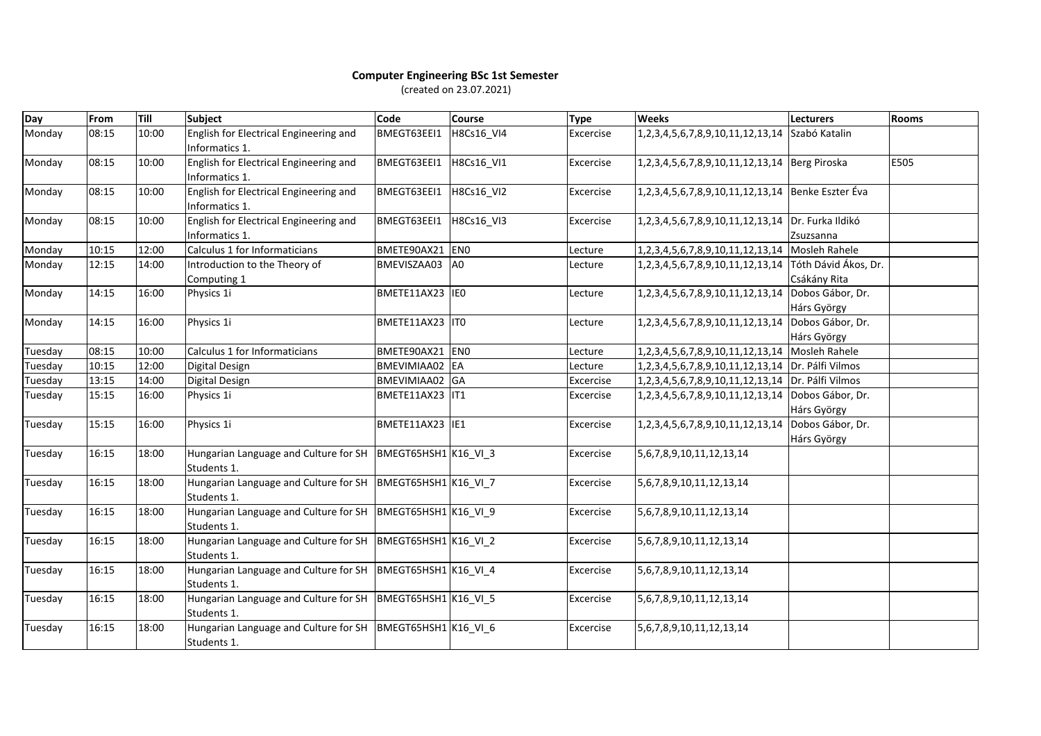**Computer Engineering BSc 1st Semester**

(created on 23.07.2021)

| Day | From | Till | Subject | Code | Course | Type | Weeks | Lecturers | Rooms |
|---|---|---|---|---|---|---|---|---|---|
| Monday | 08:15 | 10:00 | English for Electrical Engineering and Informatics 1. | BMEGT63EEI1 | H8Cs16_VI4 | Excercise | 1,2,3,4,5,6,7,8,9,10,11,12,13,14 | Szabó Katalin | |
| Monday | 08:15 | 10:00 | English for Electrical Engineering and Informatics 1. | BMEGT63EEI1 | H8Cs16_VI1 | Excercise | 1,2,3,4,5,6,7,8,9,10,11,12,13,14 | Berg Piroska | E505 |
| Monday | 08:15 | 10:00 | English for Electrical Engineering and Informatics 1. | BMEGT63EEI1 | H8Cs16_VI2 | Excercise | 1,2,3,4,5,6,7,8,9,10,11,12,13,14 | Benke Eszter Éva | |
| Monday | 08:15 | 10:00 | English for Electrical Engineering and Informatics 1. | BMEGT63EEI1 | H8Cs16_VI3 | Excercise | 1,2,3,4,5,6,7,8,9,10,11,12,13,14 | Dr. Furka Ildikó Zsuzsanna | |
| Monday | 10:15 | 12:00 | Calculus 1 for Informaticians | BMETE90AX21 | EN0 | Lecture | 1,2,3,4,5,6,7,8,9,10,11,12,13,14 | Mosleh Rahele | |
| Monday | 12:15 | 14:00 | Introduction to the Theory of Computing 1 | BMEVISZAA03 | A0 | Lecture | 1,2,3,4,5,6,7,8,9,10,11,12,13,14 | Tóth Dávid Ákos, Dr. Csákány Rita | |
| Monday | 14:15 | 16:00 | Physics 1i | BMETE11AX23 | IE0 | Lecture | 1,2,3,4,5,6,7,8,9,10,11,12,13,14 | Dobos Gábor, Dr. Hárs György | |
| Monday | 14:15 | 16:00 | Physics 1i | BMETE11AX23 | IT0 | Lecture | 1,2,3,4,5,6,7,8,9,10,11,12,13,14 | Dobos Gábor, Dr. Hárs György | |
| Tuesday | 08:15 | 10:00 | Calculus 1 for Informaticians | BMETE90AX21 | EN0 | Lecture | 1,2,3,4,5,6,7,8,9,10,11,12,13,14 | Mosleh Rahele | |
| Tuesday | 10:15 | 12:00 | Digital Design | BMEVIMIAA02 | EA | Lecture | 1,2,3,4,5,6,7,8,9,10,11,12,13,14 | Dr. Pálfi Vilmos | |
| Tuesday | 13:15 | 14:00 | Digital Design | BMEVIMIAA02 | GA | Excercise | 1,2,3,4,5,6,7,8,9,10,11,12,13,14 | Dr. Pálfi Vilmos | |
| Tuesday | 15:15 | 16:00 | Physics 1i | BMETE11AX23 | IT1 | Excercise | 1,2,3,4,5,6,7,8,9,10,11,12,13,14 | Dobos Gábor, Dr. Hárs György | |
| Tuesday | 15:15 | 16:00 | Physics 1i | BMETE11AX23 | IE1 | Excercise | 1,2,3,4,5,6,7,8,9,10,11,12,13,14 | Dobos Gábor, Dr. Hárs György | |
| Tuesday | 16:15 | 18:00 | Hungarian Language and Culture for SH Students 1. | BMEGT65HSH1 | K16_VI_3 | Excercise | 5,6,7,8,9,10,11,12,13,14 | | |
| Tuesday | 16:15 | 18:00 | Hungarian Language and Culture for SH Students 1. | BMEGT65HSH1 | K16_VI_7 | Excercise | 5,6,7,8,9,10,11,12,13,14 | | |
| Tuesday | 16:15 | 18:00 | Hungarian Language and Culture for SH Students 1. | BMEGT65HSH1 | K16_VI_9 | Excercise | 5,6,7,8,9,10,11,12,13,14 | | |
| Tuesday | 16:15 | 18:00 | Hungarian Language and Culture for SH Students 1. | BMEGT65HSH1 | K16_VI_2 | Excercise | 5,6,7,8,9,10,11,12,13,14 | | |
| Tuesday | 16:15 | 18:00 | Hungarian Language and Culture for SH Students 1. | BMEGT65HSH1 | K16_VI_4 | Excercise | 5,6,7,8,9,10,11,12,13,14 | | |
| Tuesday | 16:15 | 18:00 | Hungarian Language and Culture for SH Students 1. | BMEGT65HSH1 | K16_VI_5 | Excercise | 5,6,7,8,9,10,11,12,13,14 | | |
| Tuesday | 16:15 | 18:00 | Hungarian Language and Culture for SH Students 1. | BMEGT65HSH1 | K16_VI_6 | Excercise | 5,6,7,8,9,10,11,12,13,14 | | |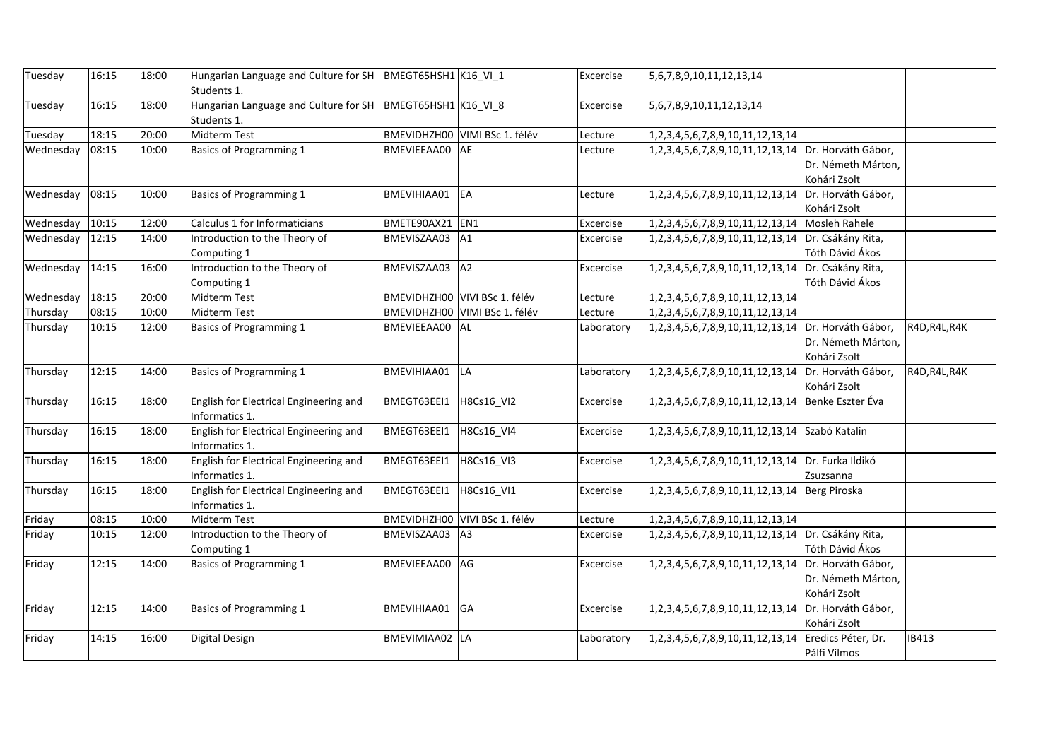| | | | | | | | | | |
|---|---|---|---|---|---|---|---|---|---|
| Tuesday | 16:15 | 18:00 | Hungarian Language and Culture for SH Students 1. | BMEGT65HSH1 | K16_VI_1 | Excercise | 5,6,7,8,9,10,11,12,13,14 | | |
| Tuesday | 16:15 | 18:00 | Hungarian Language and Culture for SH Students 1. | BMEGT65HSH1 | K16_VI_8 | Excercise | 5,6,7,8,9,10,11,12,13,14 | | |
| Tuesday | 18:15 | 20:00 | Midterm Test | BMEVIDHZH00 | VIMI BSc 1. félév | Lecture | 1,2,3,4,5,6,7,8,9,10,11,12,13,14 | | |
| Wednesday | 08:15 | 10:00 | Basics of Programming 1 | BMEVIEEAA00 | AE | Lecture | 1,2,3,4,5,6,7,8,9,10,11,12,13,14 | Dr. Horváth Gábor, Dr. Németh Márton, Kohári Zsolt | |
| Wednesday | 08:15 | 10:00 | Basics of Programming 1 | BMEVIHIAA01 | EA | Lecture | 1,2,3,4,5,6,7,8,9,10,11,12,13,14 | Dr. Horváth Gábor, Kohári Zsolt | |
| Wednesday | 10:15 | 12:00 | Calculus 1 for Informaticians | BMETE90AX21 | EN1 | Excercise | 1,2,3,4,5,6,7,8,9,10,11,12,13,14 | Mosleh Rahele | |
| Wednesday | 12:15 | 14:00 | Introduction to the Theory of Computing 1 | BMEVISZAA03 | A1 | Excercise | 1,2,3,4,5,6,7,8,9,10,11,12,13,14 | Dr. Csákány Rita, Tóth Dávid Ákos | |
| Wednesday | 14:15 | 16:00 | Introduction to the Theory of Computing 1 | BMEVISZAA03 | A2 | Excercise | 1,2,3,4,5,6,7,8,9,10,11,12,13,14 | Dr. Csákány Rita, Tóth Dávid Ákos | |
| Wednesday | 18:15 | 20:00 | Midterm Test | BMEVIDHZH00 | VIVI BSc 1. félév | Lecture | 1,2,3,4,5,6,7,8,9,10,11,12,13,14 | | |
| Thursday | 08:15 | 10:00 | Midterm Test | BMEVIDHZH00 | VIMI BSc 1. félév | Lecture | 1,2,3,4,5,6,7,8,9,10,11,12,13,14 | | |
| Thursday | 10:15 | 12:00 | Basics of Programming 1 | BMEVIEEAA00 | AL | Laboratory | 1,2,3,4,5,6,7,8,9,10,11,12,13,14 | Dr. Horváth Gábor, Dr. Németh Márton, Kohári Zsolt | R4D,R4L,R4K |
| Thursday | 12:15 | 14:00 | Basics of Programming 1 | BMEVIHIAA01 | LA | Laboratory | 1,2,3,4,5,6,7,8,9,10,11,12,13,14 | Dr. Horváth Gábor, Kohári Zsolt | R4D,R4L,R4K |
| Thursday | 16:15 | 18:00 | English for Electrical Engineering and Informatics 1. | BMEGT63EEI1 | H8Cs16_VI2 | Excercise | 1,2,3,4,5,6,7,8,9,10,11,12,13,14 | Benke Eszter Éva | |
| Thursday | 16:15 | 18:00 | English for Electrical Engineering and Informatics 1. | BMEGT63EEI1 | H8Cs16_VI4 | Excercise | 1,2,3,4,5,6,7,8,9,10,11,12,13,14 | Szabó Katalin | |
| Thursday | 16:15 | 18:00 | English for Electrical Engineering and Informatics 1. | BMEGT63EEI1 | H8Cs16_VI3 | Excercise | 1,2,3,4,5,6,7,8,9,10,11,12,13,14 | Dr. Furka Ildikó Zsuzsanna | |
| Thursday | 16:15 | 18:00 | English for Electrical Engineering and Informatics 1. | BMEGT63EEI1 | H8Cs16_VI1 | Excercise | 1,2,3,4,5,6,7,8,9,10,11,12,13,14 | Berg Piroska | |
| Friday | 08:15 | 10:00 | Midterm Test | BMEVIDHZH00 | VIVI BSc 1. félév | Lecture | 1,2,3,4,5,6,7,8,9,10,11,12,13,14 | | |
| Friday | 10:15 | 12:00 | Introduction to the Theory of Computing 1 | BMEVISZAA03 | A3 | Excercise | 1,2,3,4,5,6,7,8,9,10,11,12,13,14 | Dr. Csákány Rita, Tóth Dávid Ákos | |
| Friday | 12:15 | 14:00 | Basics of Programming 1 | BMEVIEEAA00 | AG | Excercise | 1,2,3,4,5,6,7,8,9,10,11,12,13,14 | Dr. Horváth Gábor, Dr. Németh Márton, Kohári Zsolt | |
| Friday | 12:15 | 14:00 | Basics of Programming 1 | BMEVIHIAA01 | GA | Excercise | 1,2,3,4,5,6,7,8,9,10,11,12,13,14 | Dr. Horváth Gábor, Kohári Zsolt | |
| Friday | 14:15 | 16:00 | Digital Design | BMEVIMIAA02 | LA | Laboratory | 1,2,3,4,5,6,7,8,9,10,11,12,13,14 | Eredics Péter, Dr. Pálfi Vilmos | IB413 |